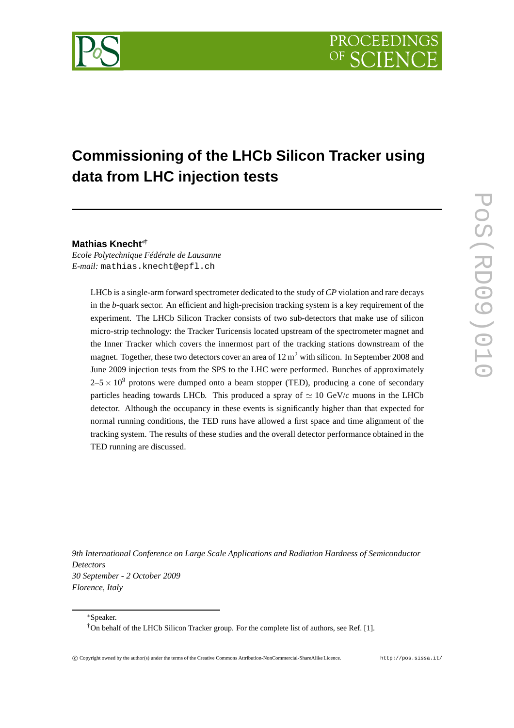# Commissioning of the LHCb Silicon Tracker using data from LHC injection tests

**Mathias Knecht**[∗†]

*Ecole Polytechnique Fédérale de Lausanne*
*E-mail:* mathias.knecht@epfl.ch

LHCb is a single-arm forward spectrometer dedicated to the study of *CP* violation and rare decays in the *b*-quark sector. An efficient and high-precision tracking system is a key requirement of the experiment. The LHCb Silicon Tracker consists of two sub-detectors that make use of silicon micro-strip technology: the Tracker Turicensis located upstream of the spectrometer magnet and the Inner Tracker which covers the innermost part of the tracking stations downstream of the magnet. Together, these two detectors cover an area of 12 $m^2$ with silicon. In September 2008 and June 2009 injection tests from the SPS to the LHC were performed. Bunches of approximately 2–$5 \times 10^9$ protons were dumped onto a beam stopper (TED), producing a cone of secondary particles heading towards LHCb. This produced a spray of $\simeq$ 10 GeV/*c* muons in the LHCb detector. Although the occupancy in these events is significantly higher than that expected for normal running conditions, the TED runs have allowed a first space and time alignment of the tracking system. The results of these studies and the overall detector performance obtained in the TED running are discussed.

*9th International Conference on Large Scale Applications and Radiation Hardness of Semiconductor Detectors*
*30 September - 2 October 2009*
*Florence, Italy*

∗Speaker.
†On behalf of the LHCb Silicon Tracker group. For the complete list of authors, see Ref. [1].

© Copyright owned by the author(s) under the terms of the Creative Commons Attribution-NonCommercial-ShareAlike Licence. http://pos.sissa.it/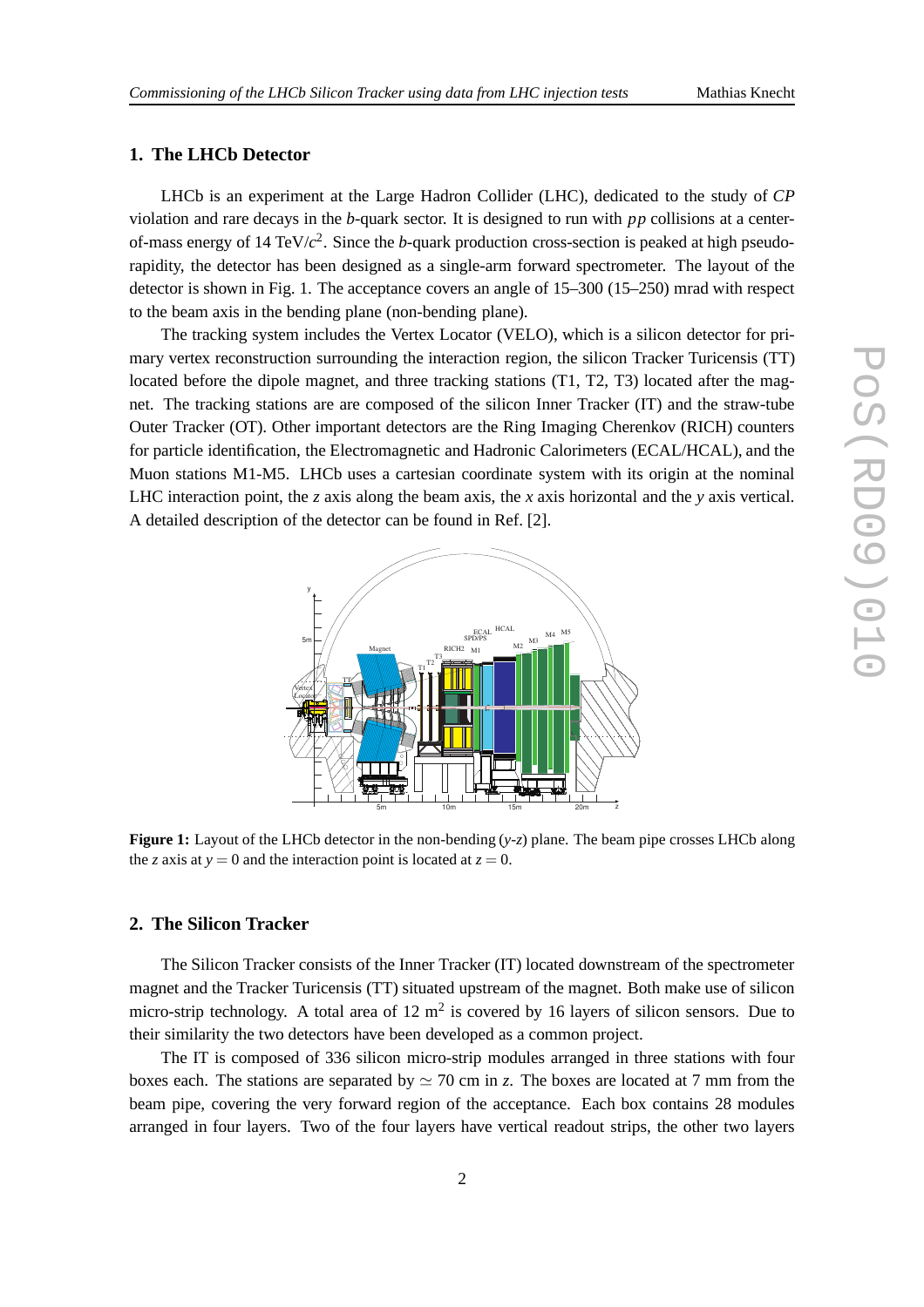## 1. The LHCb Detector

LHCb is an experiment at the Large Hadron Collider (LHC), dedicated to the study of *CP* violation and rare decays in the *b*-quark sector. It is designed to run with *pp* collisions at a center-of-mass energy of 14 TeV/$c^2$. Since the *b*-quark production cross-section is peaked at high pseudo-rapidity, the detector has been designed as a single-arm forward spectrometer. The layout of the detector is shown in Fig. 1. The acceptance covers an angle of 15–300 (15–250) mrad with respect to the beam axis in the bending plane (non-bending plane).

The tracking system includes the Vertex Locator (VELO), which is a silicon detector for primary vertex reconstruction surrounding the interaction region, the silicon Tracker Turicensis (TT) located before the dipole magnet, and three tracking stations (T1, T2, T3) located after the magnet. The tracking stations are are composed of the silicon Inner Tracker (IT) and the straw-tube Outer Tracker (OT). Other important detectors are the Ring Imaging Cherenkov (RICH) counters for particle identification, the Electromagnetic and Hadronic Calorimeters (ECAL/HCAL), and the Muon stations M1-M5. LHCb uses a cartesian coordinate system with its origin at the nominal LHC interaction point, the $z$ axis along the beam axis, the $x$ axis horizontal and the $y$ axis vertical. A detailed description of the detector can be found in Ref. [2].

**Figure 1:** Layout of the LHCb detector in the non-bending ($y$-$z$) plane. The beam pipe crosses LHCb along the $z$ axis at $y = 0$ and the interaction point is located at $z = 0$.

## 2. The Silicon Tracker

The Silicon Tracker consists of the Inner Tracker (IT) located downstream of the spectrometer magnet and the Tracker Turicensis (TT) situated upstream of the magnet. Both make use of silicon micro-strip technology. A total area of 12 m$^2$ is covered by 16 layers of silicon sensors. Due to their similarity the two detectors have been developed as a common project.

The IT is composed of 336 silicon micro-strip modules arranged in three stations with four boxes each. The stations are separated by $\simeq$ 70 cm in $z$. The boxes are located at 7 mm from the beam pipe, covering the very forward region of the acceptance. Each box contains 28 modules arranged in four layers. Two of the four layers have vertical readout strips, the other two layers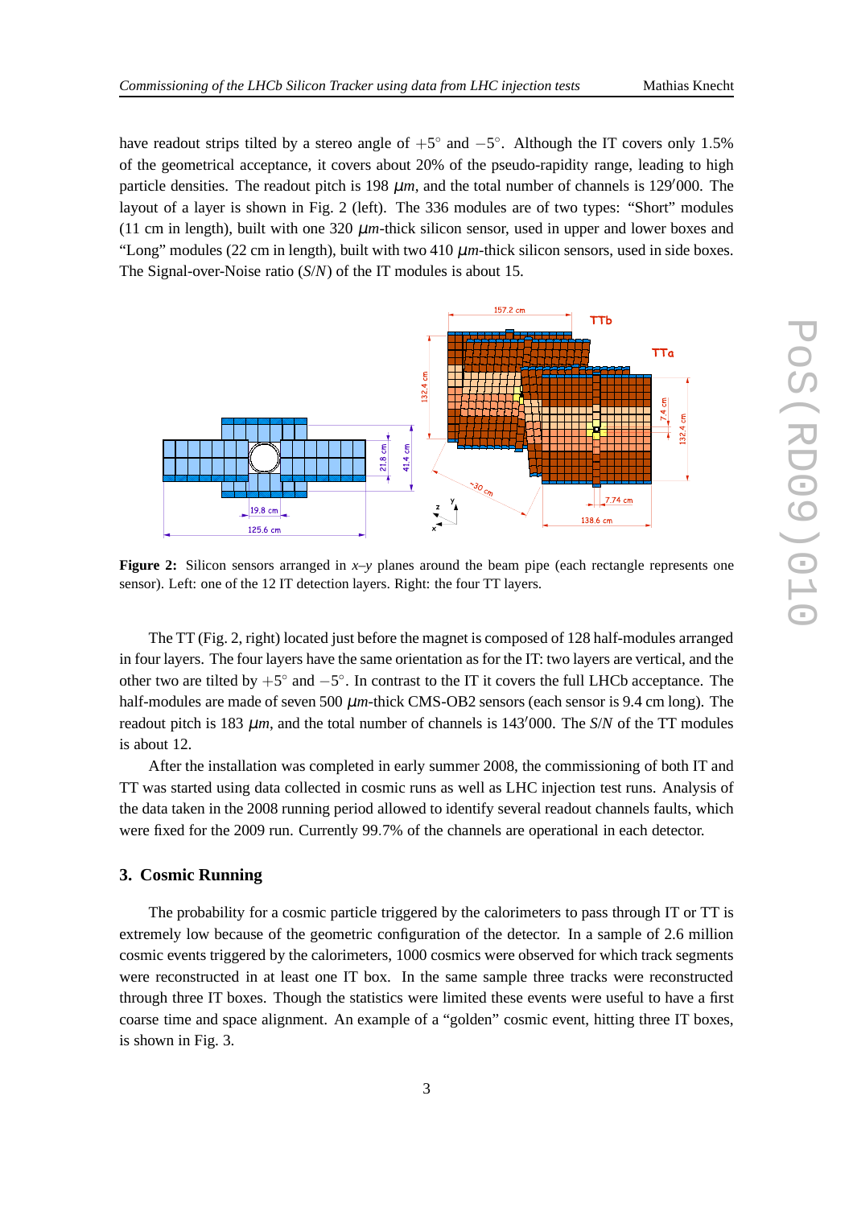have readout strips tilted by a stereo angle of $+5^\circ$ and $-5^\circ$. Although the IT covers only 1.5% of the geometrical acceptance, it covers about 20% of the pseudo-rapidity range, leading to high particle densities. The readout pitch is 198 $\mu m$, and the total number of channels is 129′000. The layout of a layer is shown in Fig. 2 (left). The 336 modules are of two types: "Short" modules (11 cm in length), built with one 320 $\mu m$-thick silicon sensor, used in upper and lower boxes and "Long" modules (22 cm in length), built with two 410 $\mu m$-thick silicon sensors, used in side boxes. The Signal-over-Noise ratio ($S/N$) of the IT modules is about 15.

**Figure 2:** Silicon sensors arranged in $x$–$y$ planes around the beam pipe (each rectangle represents one sensor). Left: one of the 12 IT detection layers. Right: the four TT layers.

The TT (Fig. 2, right) located just before the magnet is composed of 128 half-modules arranged in four layers. The four layers have the same orientation as for the IT: two layers are vertical, and the other two are tilted by $+5^\circ$ and $-5^\circ$. In contrast to the IT it covers the full LHCb acceptance. The half-modules are made of seven 500 $\mu m$-thick CMS-OB2 sensors (each sensor is 9.4 cm long). The readout pitch is 183 $\mu m$, and the total number of channels is 143′000. The $S/N$ of the TT modules is about 12.

After the installation was completed in early summer 2008, the commissioning of both IT and TT was started using data collected in cosmic runs as well as LHC injection test runs. Analysis of the data taken in the 2008 running period allowed to identify several readout channels faults, which were fixed for the 2009 run. Currently 99.7% of the channels are operational in each detector.

## 3. Cosmic Running

The probability for a cosmic particle triggered by the calorimeters to pass through IT or TT is extremely low because of the geometric configuration of the detector. In a sample of 2.6 million cosmic events triggered by the calorimeters, 1000 cosmics were observed for which track segments were reconstructed in at least one IT box. In the same sample three tracks were reconstructed through three IT boxes. Though the statistics were limited these events were useful to have a first coarse time and space alignment. An example of a "golden" cosmic event, hitting three IT boxes, is shown in Fig. 3.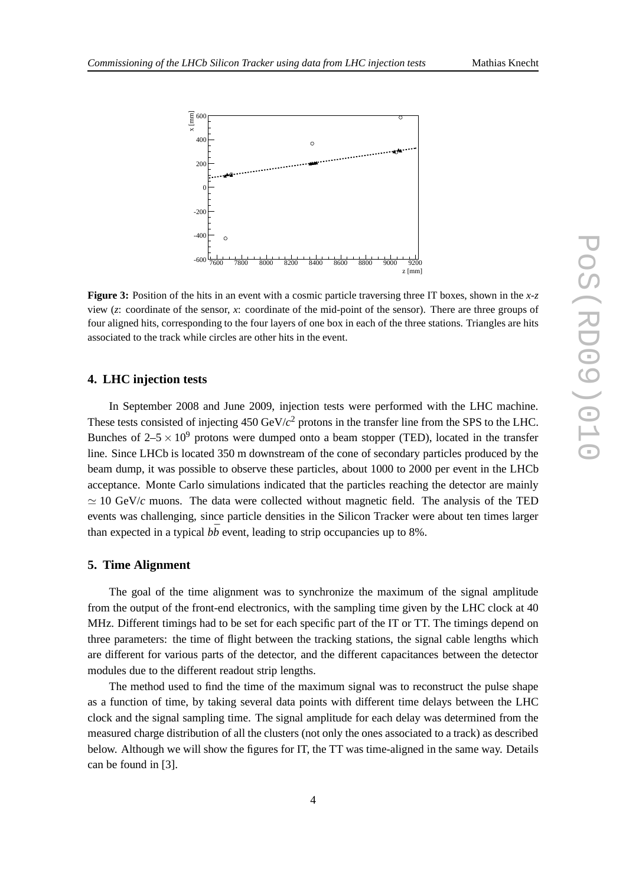**Figure 3:** Position of the hits in an event with a cosmic particle traversing three IT boxes, shown in the *x*-*z* view (*z*: coordinate of the sensor, *x*: coordinate of the mid-point of the sensor). There are three groups of four aligned hits, corresponding to the four layers of one box in each of the three stations. Triangles are hits associated to the track while circles are other hits in the event.

## 4. LHC injection tests

In September 2008 and June 2009, injection tests were performed with the LHC machine. These tests consisted of injecting 450 GeV/$c^2$ protons in the transfer line from the SPS to the LHC. Bunches of 2–5 $\times 10^9$ protons were dumped onto a beam stopper (TED), located in the transfer line. Since LHCb is located 350 m downstream of the cone of secondary particles produced by the beam dump, it was possible to observe these particles, about 1000 to 2000 per event in the LHCb acceptance. Monte Carlo simulations indicated that the particles reaching the detector are mainly $\simeq$ 10 GeV/$c$ muons. The data were collected without magnetic field. The analysis of the TED events was challenging, since particle densities in the Silicon Tracker were about ten times larger than expected in a typical $b\bar{b}$ event, leading to strip occupancies up to 8%.

## 5. Time Alignment

The goal of the time alignment was to synchronize the maximum of the signal amplitude from the output of the front-end electronics, with the sampling time given by the LHC clock at 40 MHz. Different timings had to be set for each specific part of the IT or TT. The timings depend on three parameters: the time of flight between the tracking stations, the signal cable lengths which are different for various parts of the detector, and the different capacitances between the detector modules due to the different readout strip lengths.

The method used to find the time of the maximum signal was to reconstruct the pulse shape as a function of time, by taking several data points with different time delays between the LHC clock and the signal sampling time. The signal amplitude for each delay was determined from the measured charge distribution of all the clusters (not only the ones associated to a track) as described below. Although we will show the figures for IT, the TT was time-aligned in the same way. Details can be found in [3].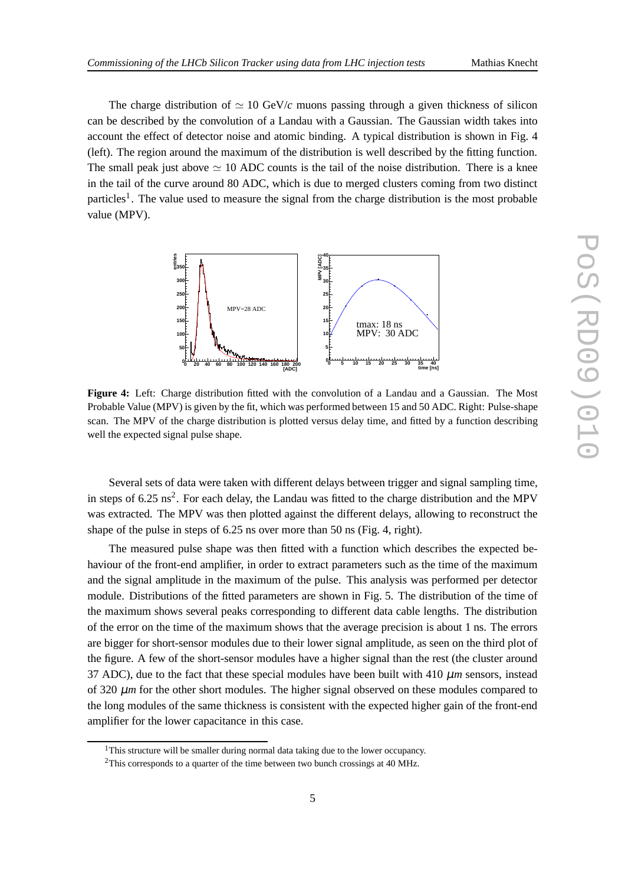The charge distribution of $\simeq 10$ GeV/$c$ muons passing through a given thickness of silicon can be described by the convolution of a Landau with a Gaussian. The Gaussian width takes into account the effect of detector noise and atomic binding. A typical distribution is shown in Fig. 4 (left). The region around the maximum of the distribution is well described by the fitting function. The small peak just above $\simeq 10$ ADC counts is the tail of the noise distribution. There is a knee in the tail of the curve around 80 ADC, which is due to merged clusters coming from two distinct particles[1]. The value used to measure the signal from the charge distribution is the most probable value (MPV).

**Figure 4:** Left: Charge distribution fitted with the convolution of a Landau and a Gaussian. The Most Probable Value (MPV) is given by the fit, which was performed between 15 and 50 ADC. Right: Pulse-shape scan. The MPV of the charge distribution is plotted versus delay time, and fitted by a function describing well the expected signal pulse shape.

Several sets of data were taken with different delays between trigger and signal sampling time, in steps of 6.25 ns[2]. For each delay, the Landau was fitted to the charge distribution and the MPV was extracted. The MPV was then plotted against the different delays, allowing to reconstruct the shape of the pulse in steps of 6.25 ns over more than 50 ns (Fig. 4, right).

The measured pulse shape was then fitted with a function which describes the expected behaviour of the front-end amplifier, in order to extract parameters such as the time of the maximum and the signal amplitude in the maximum of the pulse. This analysis was performed per detector module. Distributions of the fitted parameters are shown in Fig. 5. The distribution of the time of the maximum shows several peaks corresponding to different data cable lengths. The distribution of the error on the time of the maximum shows that the average precision is about 1 ns. The errors are bigger for short-sensor modules due to their lower signal amplitude, as seen on the third plot of the figure. A few of the short-sensor modules have a higher signal than the rest (the cluster around 37 ADC), due to the fact that these special modules have been built with 410 $\mu m$ sensors, instead of 320 $\mu m$ for the other short modules. The higher signal observed on these modules compared to the long modules of the same thickness is consistent with the expected higher gain of the front-end amplifier for the lower capacitance in this case.

[1] This structure will be smaller during normal data taking due to the lower occupancy.

[2] This corresponds to a quarter of the time between two bunch crossings at 40 MHz.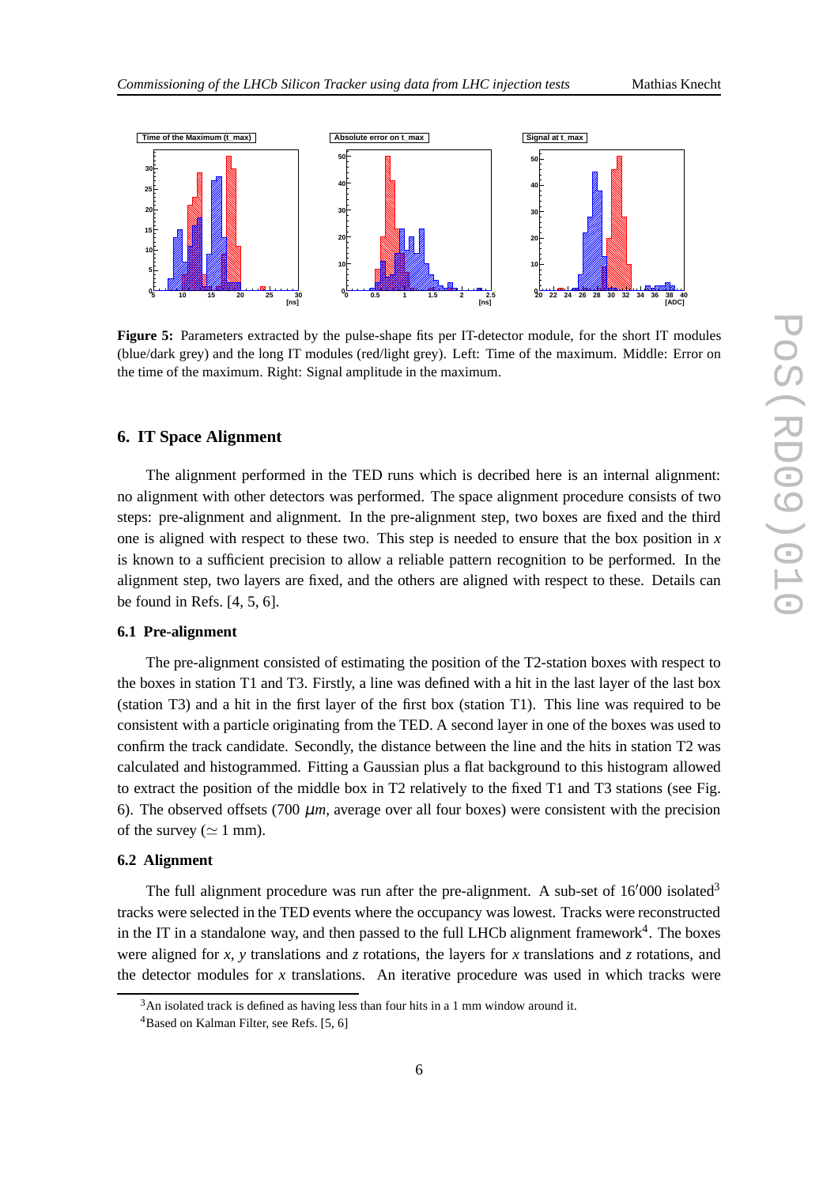**Figure 5:** Parameters extracted by the pulse-shape fits per IT-detector module, for the short IT modules (blue/dark grey) and the long IT modules (red/light grey). Left: Time of the maximum. Middle: Error on the time of the maximum. Right: Signal amplitude in the maximum.

## 6. IT Space Alignment

The alignment performed in the TED runs which is decribed here is an internal alignment: no alignment with other detectors was performed. The space alignment procedure consists of two steps: pre-alignment and alignment. In the pre-alignment step, two boxes are fixed and the third one is aligned with respect to these two. This step is needed to ensure that the box position in $x$ is known to a sufficient precision to allow a reliable pattern recognition to be performed. In the alignment step, two layers are fixed, and the others are aligned with respect to these. Details can be found in Refs. [4, 5, 6].

### 6.1 Pre-alignment

The pre-alignment consisted of estimating the position of the T2-station boxes with respect to the boxes in station T1 and T3. Firstly, a line was defined with a hit in the last layer of the last box (station T3) and a hit in the first layer of the first box (station T1). This line was required to be consistent with a particle originating from the TED. A second layer in one of the boxes was used to confirm the track candidate. Secondly, the distance between the line and the hits in station T2 was calculated and histogrammed. Fitting a Gaussian plus a flat background to this histogram allowed to extract the position of the middle box in T2 relatively to the fixed T1 and T3 stations (see Fig. 6). The observed offsets (700 $\mu m$, average over all four boxes) were consistent with the precision of the survey ($\simeq$ 1 mm).

### 6.2 Alignment

The full alignment procedure was run after the pre-alignment. A sub-set of 16′000 isolated[3] tracks were selected in the TED events where the occupancy was lowest. Tracks were reconstructed in the IT in a standalone way, and then passed to the full LHCb alignment framework[4]. The boxes were aligned for $x$, $y$ translations and $z$ rotations, the layers for $x$ translations and $z$ rotations, and the detector modules for $x$ translations. An iterative procedure was used in which tracks were

[3] An isolated track is defined as having less than four hits in a 1 mm window around it.

[4] Based on Kalman Filter, see Refs. [5, 6]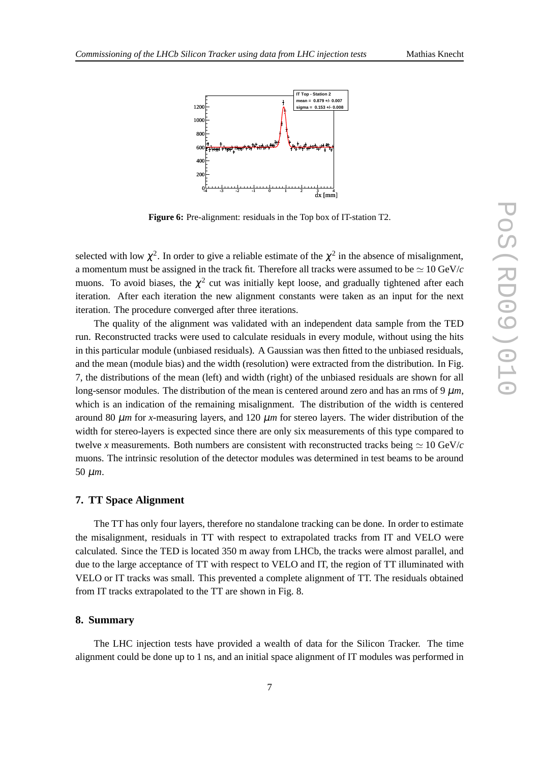**Figure 6:** Pre-alignment: residuals in the Top box of IT-station T2.

selected with low $\chi^2$. In order to give a reliable estimate of the $\chi^2$ in the absence of misalignment, a momentum must be assigned in the track fit. Therefore all tracks were assumed to be $\simeq 10$ GeV/$c$ muons. To avoid biases, the $\chi^2$ cut was initially kept loose, and gradually tightened after each iteration. After each iteration the new alignment constants were taken as an input for the next iteration. The procedure converged after three iterations.

The quality of the alignment was validated with an independent data sample from the TED run. Reconstructed tracks were used to calculate residuals in every module, without using the hits in this particular module (unbiased residuals). A Gaussian was then fitted to the unbiased residuals, and the mean (module bias) and the width (resolution) were extracted from the distribution. In Fig. 7, the distributions of the mean (left) and width (right) of the unbiased residuals are shown for all long-sensor modules. The distribution of the mean is centered around zero and has an rms of 9 $\mu m$, which is an indication of the remaining misalignment. The distribution of the width is centered around 80 $\mu m$ for $x$-measuring layers, and 120 $\mu m$ for stereo layers. The wider distribution of the width for stereo-layers is expected since there are only six measurements of this type compared to twelve $x$ measurements. Both numbers are consistent with reconstructed tracks being $\simeq 10$ GeV/$c$ muons. The intrinsic resolution of the detector modules was determined in test beams to be around 50 $\mu m$.

## 7. TT Space Alignment

The TT has only four layers, therefore no standalone tracking can be done. In order to estimate the misalignment, residuals in TT with respect to extrapolated tracks from IT and VELO were calculated. Since the TED is located 350 m away from LHCb, the tracks were almost parallel, and due to the large acceptance of TT with respect to VELO and IT, the region of TT illuminated with VELO or IT tracks was small. This prevented a complete alignment of TT. The residuals obtained from IT tracks extrapolated to the TT are shown in Fig. 8.

## 8. Summary

The LHC injection tests have provided a wealth of data for the Silicon Tracker. The time alignment could be done up to 1 ns, and an initial space alignment of IT modules was performed in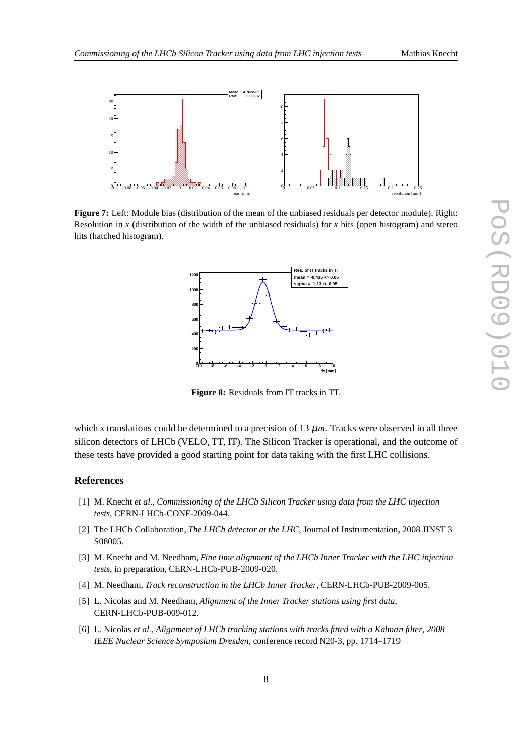Mean 4.762e-05
RMS 0.009532

bias [mm]

resolution [mm]

**Figure 7:** Left: Module bias (distribution of the mean of the unbiased residuals per detector module). Right: Resolution in $x$ (distribution of the width of the unbiased residuals) for $x$ hits (open histogram) and stereo hits (hatched histogram).

Res. of IT tracks in TT
mean = -0.435 +/- 0.05
sigma = 1.13 +/- 0.05

dx [mm]

**Figure 8:** Residuals from IT tracks in TT.

which $x$ translations could be determined to a precision of 13 $\mu m$. Tracks were observed in all three silicon detectors of LHCb (VELO, TT, IT). The Silicon Tracker is operational, and the outcome of these tests have provided a good starting point for data taking with the first LHC collisions.

## References

[1] M. Knecht *et al.*, *Commissioning of the LHCb Silicon Tracker using data from the LHC injection tests*, CERN-LHCb-CONF-2009-044.

[2] The LHCb Collaboration, *The LHCb detector at the LHC*, Journal of Instrumentation, 2008 JINST 3 S08005.

[3] M. Knecht and M. Needham, *Fine time alignment of the LHCb Inner Tracker with the LHC injection tests*, in preparation, CERN-LHCb-PUB-2009-020.

[4] M. Needham, *Track reconstruction in the LHCb Inner Tracker*, CERN-LHCb-PUB-2009-005.

[5] L. Nicolas and M. Needham, *Alignment of the Inner Tracker stations using first data*, CERN-LHCb-PUB-009-012.

[6] L. Nicolas *et al.*, *Alignment of LHCb tracking stations with tracks fitted with a Kalman filter, 2008 IEEE Nuclear Science Symposium Dresden*, conference record N20-3, pp. 1714–1719